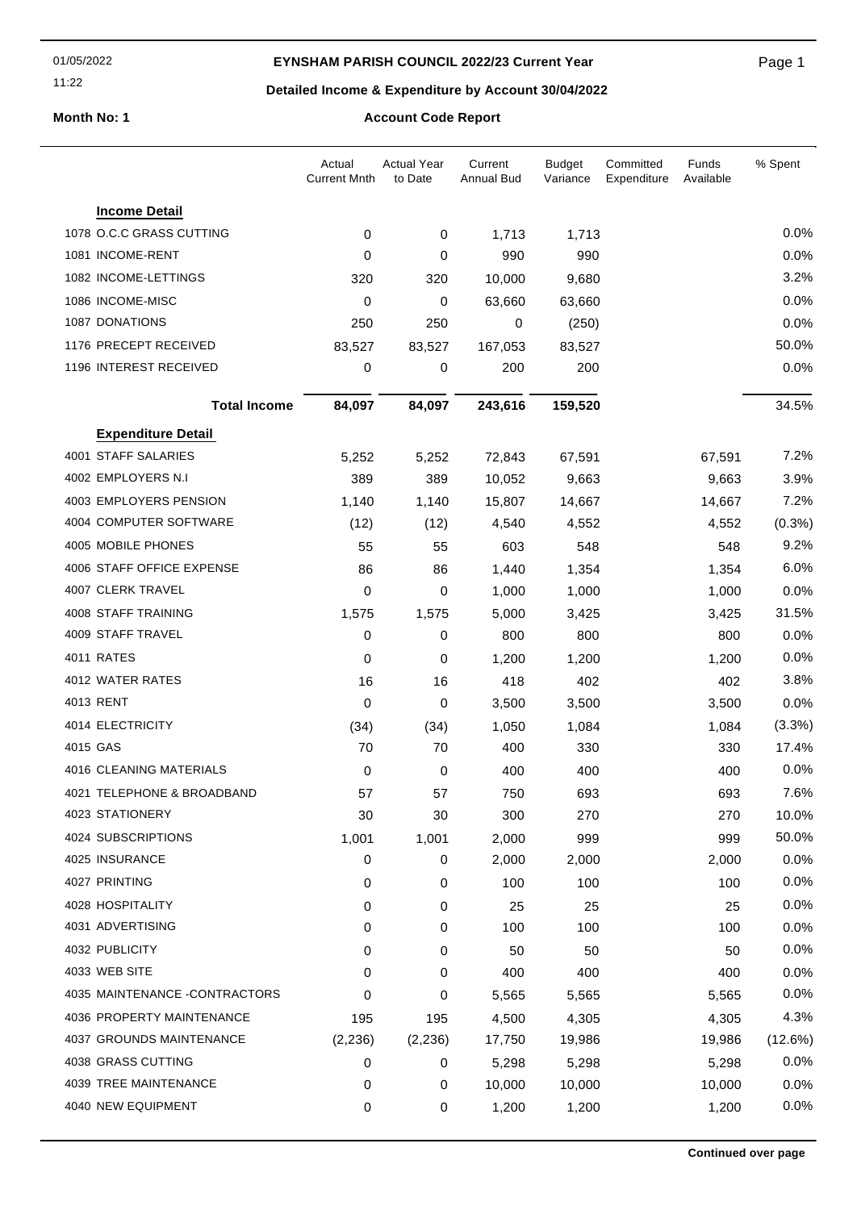# EYNSHAM PARISH COUNCIL 2022/23 Current Year

01/05/2022

11:22

## Detailed Income & Expenditure by Account 30/04/2022

**Month No: 1**

**Account Code Report**

| | Actual Current Mnth | Actual Year to Date | Current Annual Bud | Budget Variance | Committed Expenditure | Funds Available | % Spent |
|---|---|---|---|---|---|---|---|
| **Income Detail** | | | | | | | |
| 1078 O.C.C GRASS CUTTING | 0 | 0 | 1,713 | 1,713 | | | 0.0% |
| 1081 INCOME-RENT | 0 | 0 | 990 | 990 | | | 0.0% |
| 1082 INCOME-LETTINGS | 320 | 320 | 10,000 | 9,680 | | | 3.2% |
| 1086 INCOME-MISC | 0 | 0 | 63,660 | 63,660 | | | 0.0% |
| 1087 DONATIONS | 250 | 250 | 0 | (250) | | | 0.0% |
| 1176 PRECEPT RECEIVED | 83,527 | 83,527 | 167,053 | 83,527 | | | 50.0% |
| 1196 INTEREST RECEIVED | 0 | 0 | 200 | 200 | | | 0.0% |
| **Total Income** | **84,097** | **84,097** | **243,616** | **159,520** | | | 34.5% |
| **Expenditure Detail** | | | | | | | |
| 4001 STAFF SALARIES | 5,252 | 5,252 | 72,843 | 67,591 | | 67,591 | 7.2% |
| 4002 EMPLOYERS N.I | 389 | 389 | 10,052 | 9,663 | | 9,663 | 3.9% |
| 4003 EMPLOYERS PENSION | 1,140 | 1,140 | 15,807 | 14,667 | | 14,667 | 7.2% |
| 4004 COMPUTER SOFTWARE | (12) | (12) | 4,540 | 4,552 | | 4,552 | (0.3%) |
| 4005 MOBILE PHONES | 55 | 55 | 603 | 548 | | 548 | 9.2% |
| 4006 STAFF OFFICE EXPENSE | 86 | 86 | 1,440 | 1,354 | | 1,354 | 6.0% |
| 4007 CLERK TRAVEL | 0 | 0 | 1,000 | 1,000 | | 1,000 | 0.0% |
| 4008 STAFF TRAINING | 1,575 | 1,575 | 5,000 | 3,425 | | 3,425 | 31.5% |
| 4009 STAFF TRAVEL | 0 | 0 | 800 | 800 | | 800 | 0.0% |
| 4011 RATES | 0 | 0 | 1,200 | 1,200 | | 1,200 | 0.0% |
| 4012 WATER RATES | 16 | 16 | 418 | 402 | | 402 | 3.8% |
| 4013 RENT | 0 | 0 | 3,500 | 3,500 | | 3,500 | 0.0% |
| 4014 ELECTRICITY | (34) | (34) | 1,050 | 1,084 | | 1,084 | (3.3%) |
| 4015 GAS | 70 | 70 | 400 | 330 | | 330 | 17.4% |
| 4016 CLEANING MATERIALS | 0 | 0 | 400 | 400 | | 400 | 0.0% |
| 4021 TELEPHONE & BROADBAND | 57 | 57 | 750 | 693 | | 693 | 7.6% |
| 4023 STATIONERY | 30 | 30 | 300 | 270 | | 270 | 10.0% |
| 4024 SUBSCRIPTIONS | 1,001 | 1,001 | 2,000 | 999 | | 999 | 50.0% |
| 4025 INSURANCE | 0 | 0 | 2,000 | 2,000 | | 2,000 | 0.0% |
| 4027 PRINTING | 0 | 0 | 100 | 100 | | 100 | 0.0% |
| 4028 HOSPITALITY | 0 | 0 | 25 | 25 | | 25 | 0.0% |
| 4031 ADVERTISING | 0 | 0 | 100 | 100 | | 100 | 0.0% |
| 4032 PUBLICITY | 0 | 0 | 50 | 50 | | 50 | 0.0% |
| 4033 WEB SITE | 0 | 0 | 400 | 400 | | 400 | 0.0% |
| 4035 MAINTENANCE -CONTRACTORS | 0 | 0 | 5,565 | 5,565 | | 5,565 | 0.0% |
| 4036 PROPERTY MAINTENANCE | 195 | 195 | 4,500 | 4,305 | | 4,305 | 4.3% |
| 4037 GROUNDS MAINTENANCE | (2,236) | (2,236) | 17,750 | 19,986 | | 19,986 | (12.6%) |
| 4038 GRASS CUTTING | 0 | 0 | 5,298 | 5,298 | | 5,298 | 0.0% |
| 4039 TREE MAINTENANCE | 0 | 0 | 10,000 | 10,000 | | 10,000 | 0.0% |
| 4040 NEW EQUIPMENT | 0 | 0 | 1,200 | 1,200 | | 1,200 | 0.0% |

**Continued over page**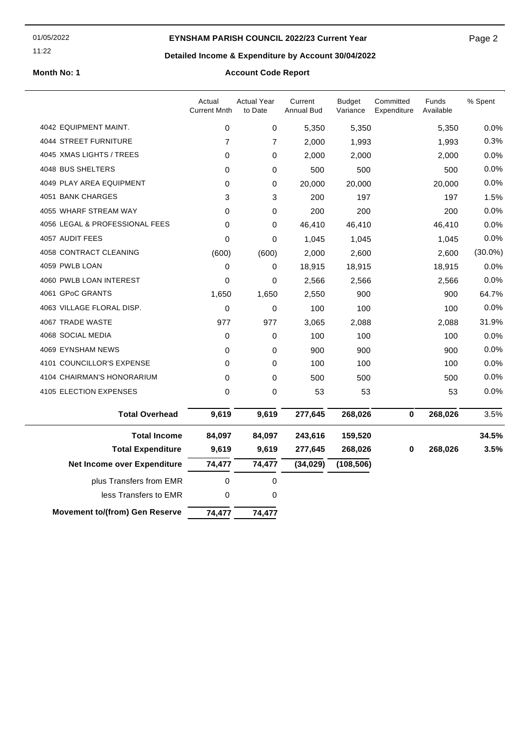# EYNSHAM PARISH COUNCIL 2022/23 Current Year

01/05/2022
11:22

## Detailed Income & Expenditure by Account 30/04/2022

**Month No: 1** **Account Code Report**

| | Actual Current Mnth | Actual Year to Date | Current Annual Bud | Budget Variance | Committed Expenditure | Funds Available | % Spent |
|---|---|---|---|---|---|---|---|
| 4042 EQUIPMENT MAINT. | 0 | 0 | 5,350 | 5,350 | | 5,350 | 0.0% |
| 4044 STREET FURNITURE | 7 | 7 | 2,000 | 1,993 | | 1,993 | 0.3% |
| 4045 XMAS LIGHTS / TREES | 0 | 0 | 2,000 | 2,000 | | 2,000 | 0.0% |
| 4048 BUS SHELTERS | 0 | 0 | 500 | 500 | | 500 | 0.0% |
| 4049 PLAY AREA EQUIPMENT | 0 | 0 | 20,000 | 20,000 | | 20,000 | 0.0% |
| 4051 BANK CHARGES | 3 | 3 | 200 | 197 | | 197 | 1.5% |
| 4055 WHARF STREAM WAY | 0 | 0 | 200 | 200 | | 200 | 0.0% |
| 4056 LEGAL & PROFESSIONAL FEES | 0 | 0 | 46,410 | 46,410 | | 46,410 | 0.0% |
| 4057 AUDIT FEES | 0 | 0 | 1,045 | 1,045 | | 1,045 | 0.0% |
| 4058 CONTRACT CLEANING | (600) | (600) | 2,000 | 2,600 | | 2,600 | (30.0%) |
| 4059 PWLB LOAN | 0 | 0 | 18,915 | 18,915 | | 18,915 | 0.0% |
| 4060 PWLB LOAN INTEREST | 0 | 0 | 2,566 | 2,566 | | 2,566 | 0.0% |
| 4061 GPoC GRANTS | 1,650 | 1,650 | 2,550 | 900 | | 900 | 64.7% |
| 4063 VILLAGE FLORAL DISP. | 0 | 0 | 100 | 100 | | 100 | 0.0% |
| 4067 TRADE WASTE | 977 | 977 | 3,065 | 2,088 | | 2,088 | 31.9% |
| 4068 SOCIAL MEDIA | 0 | 0 | 100 | 100 | | 100 | 0.0% |
| 4069 EYNSHAM NEWS | 0 | 0 | 900 | 900 | | 900 | 0.0% |
| 4101 COUNCILLOR'S EXPENSE | 0 | 0 | 100 | 100 | | 100 | 0.0% |
| 4104 CHAIRMAN'S HONORARIUM | 0 | 0 | 500 | 500 | | 500 | 0.0% |
| 4105 ELECTION EXPENSES | 0 | 0 | 53 | 53 | | 53 | 0.0% |
| **Total Overhead** | **9,619** | **9,619** | **277,645** | **268,026** | **0** | **268,026** | 3.5% |
| **Total Income** | **84,097** | **84,097** | **243,616** | **159,520** | | | **34.5%** |
| **Total Expenditure** | **9,619** | **9,619** | **277,645** | **268,026** | **0** | **268,026** | **3.5%** |
| **Net Income over Expenditure** | **74,477** | **74,477** | **(34,029)** | **(108,506)** | | | |
| plus Transfers from EMR | 0 | 0 | | | | | |
| less Transfers to EMR | 0 | 0 | | | | | |
| **Movement to/(from) Gen Reserve** | **74,477** | **74,477** | | | | | |